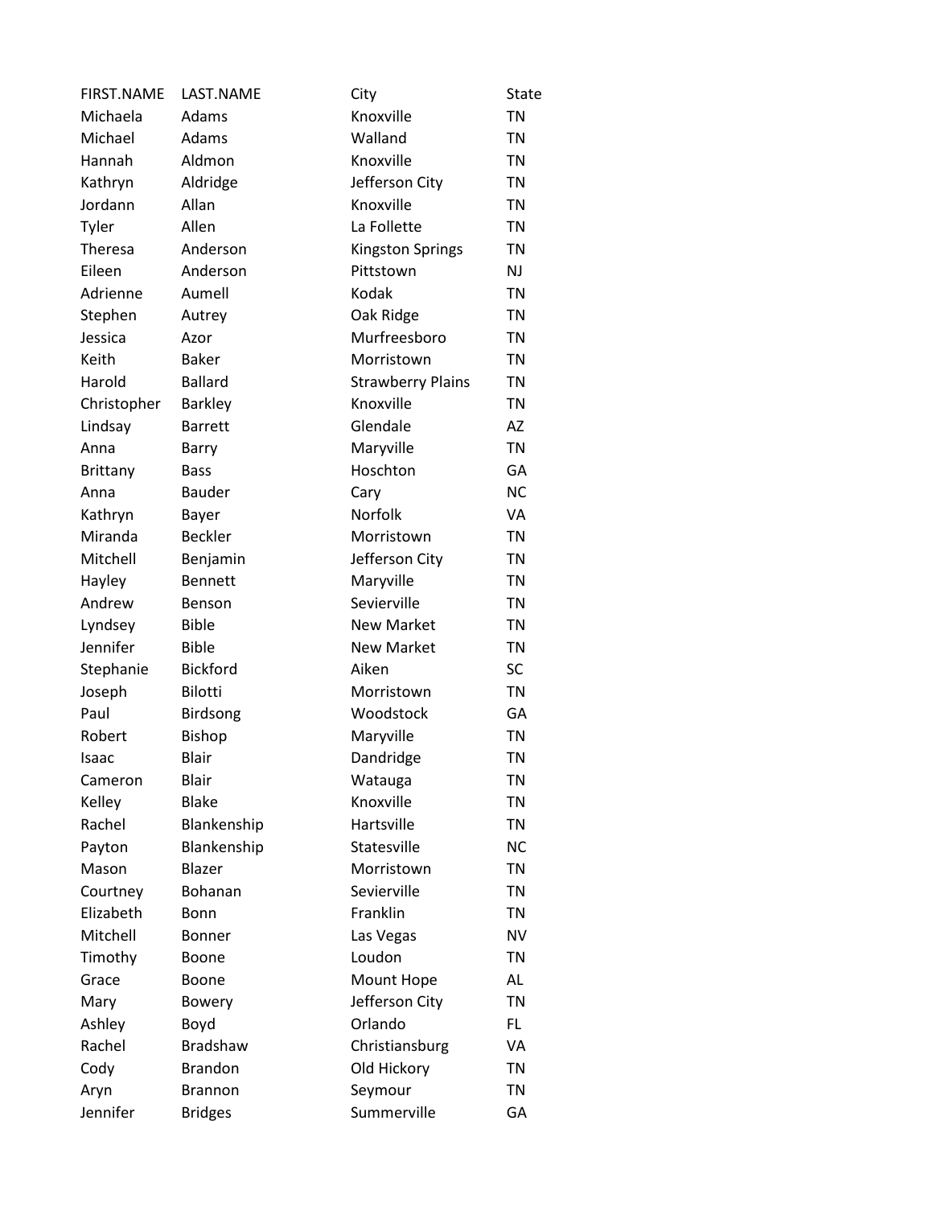| FIRST.NAME | LAST.NAME | City | State |
|---|---|---|---|
| Michaela | Adams | Knoxville | TN |
| Michael | Adams | Walland | TN |
| Hannah | Aldmon | Knoxville | TN |
| Kathryn | Aldridge | Jefferson City | TN |
| Jordann | Allan | Knoxville | TN |
| Tyler | Allen | La Follette | TN |
| Theresa | Anderson | Kingston Springs | TN |
| Eileen | Anderson | Pittstown | NJ |
| Adrienne | Aumell | Kodak | TN |
| Stephen | Autrey | Oak Ridge | TN |
| Jessica | Azor | Murfreesboro | TN |
| Keith | Baker | Morristown | TN |
| Harold | Ballard | Strawberry Plains | TN |
| Christopher | Barkley | Knoxville | TN |
| Lindsay | Barrett | Glendale | AZ |
| Anna | Barry | Maryville | TN |
| Brittany | Bass | Hoschton | GA |
| Anna | Bauder | Cary | NC |
| Kathryn | Bayer | Norfolk | VA |
| Miranda | Beckler | Morristown | TN |
| Mitchell | Benjamin | Jefferson City | TN |
| Hayley | Bennett | Maryville | TN |
| Andrew | Benson | Sevierville | TN |
| Lyndsey | Bible | New Market | TN |
| Jennifer | Bible | New Market | TN |
| Stephanie | Bickford | Aiken | SC |
| Joseph | Bilotti | Morristown | TN |
| Paul | Birdsong | Woodstock | GA |
| Robert | Bishop | Maryville | TN |
| Isaac | Blair | Dandridge | TN |
| Cameron | Blair | Watauga | TN |
| Kelley | Blake | Knoxville | TN |
| Rachel | Blankenship | Hartsville | TN |
| Payton | Blankenship | Statesville | NC |
| Mason | Blazer | Morristown | TN |
| Courtney | Bohanan | Sevierville | TN |
| Elizabeth | Bonn | Franklin | TN |
| Mitchell | Bonner | Las Vegas | NV |
| Timothy | Boone | Loudon | TN |
| Grace | Boone | Mount Hope | AL |
| Mary | Bowery | Jefferson City | TN |
| Ashley | Boyd | Orlando | FL |
| Rachel | Bradshaw | Christiansburg | VA |
| Cody | Brandon | Old Hickory | TN |
| Aryn | Brannon | Seymour | TN |
| Jennifer | Bridges | Summerville | GA |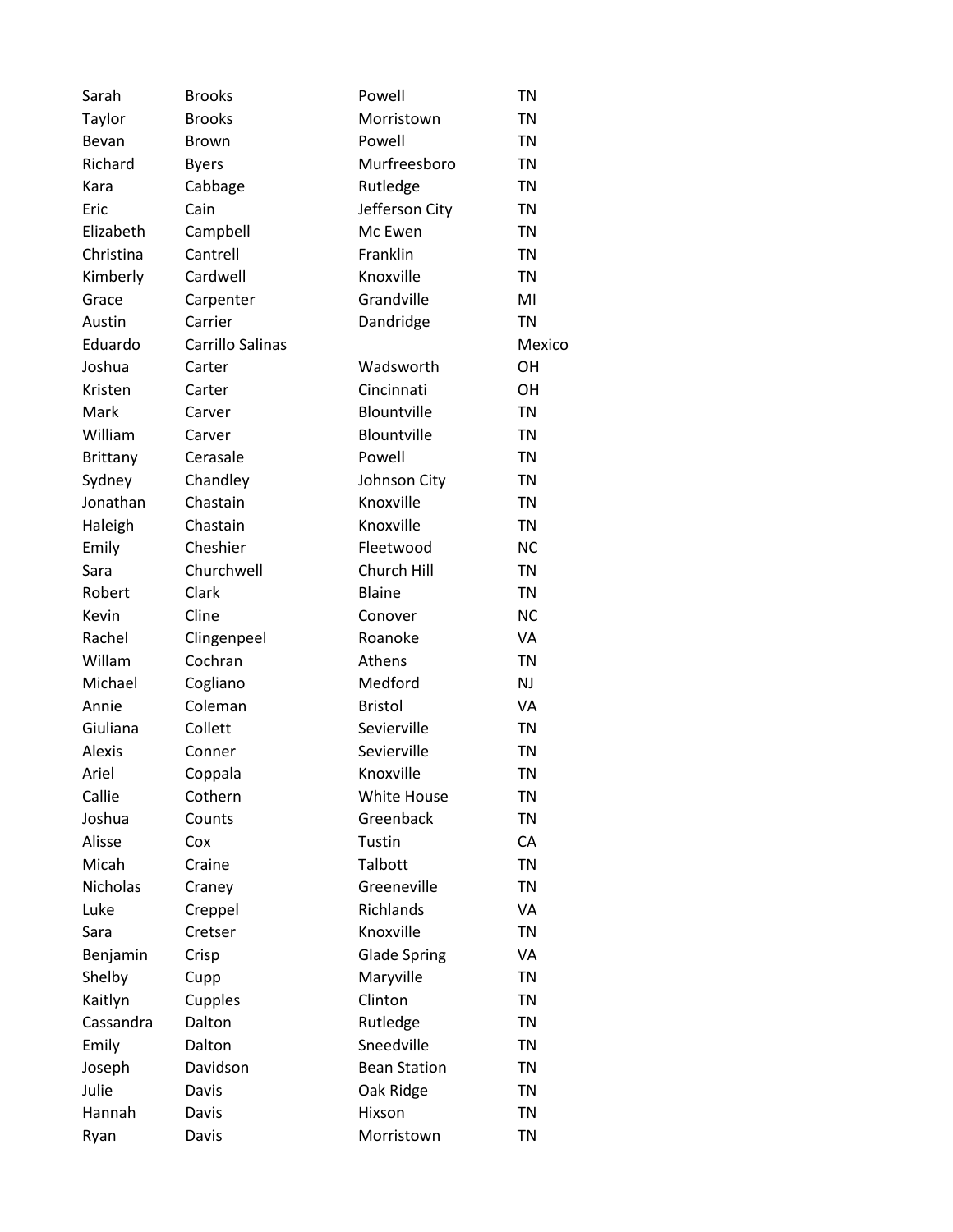| | | | |
|---|---|---|---|
| Sarah | Brooks | Powell | TN |
| Taylor | Brooks | Morristown | TN |
| Bevan | Brown | Powell | TN |
| Richard | Byers | Murfreesboro | TN |
| Kara | Cabbage | Rutledge | TN |
| Eric | Cain | Jefferson City | TN |
| Elizabeth | Campbell | Mc Ewen | TN |
| Christina | Cantrell | Franklin | TN |
| Kimberly | Cardwell | Knoxville | TN |
| Grace | Carpenter | Grandville | MI |
| Austin | Carrier | Dandridge | TN |
| Eduardo | Carrillo Salinas | | Mexico |
| Joshua | Carter | Wadsworth | OH |
| Kristen | Carter | Cincinnati | OH |
| Mark | Carver | Blountville | TN |
| William | Carver | Blountville | TN |
| Brittany | Cerasale | Powell | TN |
| Sydney | Chandley | Johnson City | TN |
| Jonathan | Chastain | Knoxville | TN |
| Haleigh | Chastain | Knoxville | TN |
| Emily | Cheshier | Fleetwood | NC |
| Sara | Churchwell | Church Hill | TN |
| Robert | Clark | Blaine | TN |
| Kevin | Cline | Conover | NC |
| Rachel | Clingenpeel | Roanoke | VA |
| Willam | Cochran | Athens | TN |
| Michael | Cogliano | Medford | NJ |
| Annie | Coleman | Bristol | VA |
| Giuliana | Collett | Sevierville | TN |
| Alexis | Conner | Sevierville | TN |
| Ariel | Coppala | Knoxville | TN |
| Callie | Cothern | White House | TN |
| Joshua | Counts | Greenback | TN |
| Alisse | Cox | Tustin | CA |
| Micah | Craine | Talbott | TN |
| Nicholas | Craney | Greeneville | TN |
| Luke | Creppel | Richlands | VA |
| Sara | Cretser | Knoxville | TN |
| Benjamin | Crisp | Glade Spring | VA |
| Shelby | Cupp | Maryville | TN |
| Kaitlyn | Cupples | Clinton | TN |
| Cassandra | Dalton | Rutledge | TN |
| Emily | Dalton | Sneedville | TN |
| Joseph | Davidson | Bean Station | TN |
| Julie | Davis | Oak Ridge | TN |
| Hannah | Davis | Hixson | TN |
| Ryan | Davis | Morristown | TN |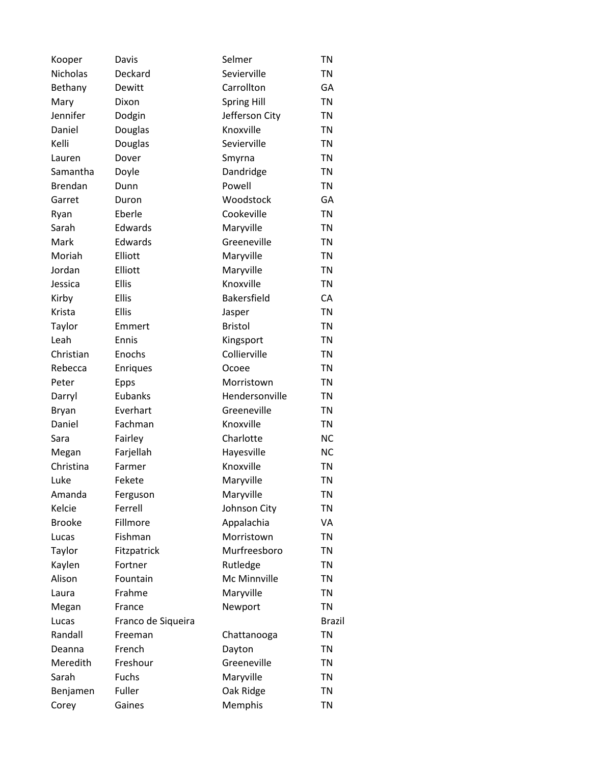| Kooper | Davis | Selmer | TN |
|---|---|---|---|
| Nicholas | Deckard | Sevierville | TN |
| Bethany | Dewitt | Carrollton | GA |
| Mary | Dixon | Spring Hill | TN |
| Jennifer | Dodgin | Jefferson City | TN |
| Daniel | Douglas | Knoxville | TN |
| Kelli | Douglas | Sevierville | TN |
| Lauren | Dover | Smyrna | TN |
| Samantha | Doyle | Dandridge | TN |
| Brendan | Dunn | Powell | TN |
| Garret | Duron | Woodstock | GA |
| Ryan | Eberle | Cookeville | TN |
| Sarah | Edwards | Maryville | TN |
| Mark | Edwards | Greeneville | TN |
| Moriah | Elliott | Maryville | TN |
| Jordan | Elliott | Maryville | TN |
| Jessica | Ellis | Knoxville | TN |
| Kirby | Ellis | Bakersfield | CA |
| Krista | Ellis | Jasper | TN |
| Taylor | Emmert | Bristol | TN |
| Leah | Ennis | Kingsport | TN |
| Christian | Enochs | Collierville | TN |
| Rebecca | Enriques | Ocoee | TN |
| Peter | Epps | Morristown | TN |
| Darryl | Eubanks | Hendersonville | TN |
| Bryan | Everhart | Greeneville | TN |
| Daniel | Fachman | Knoxville | TN |
| Sara | Fairley | Charlotte | NC |
| Megan | Farjellah | Hayesville | NC |
| Christina | Farmer | Knoxville | TN |
| Luke | Fekete | Maryville | TN |
| Amanda | Ferguson | Maryville | TN |
| Kelcie | Ferrell | Johnson City | TN |
| Brooke | Fillmore | Appalachia | VA |
| Lucas | Fishman | Morristown | TN |
| Taylor | Fitzpatrick | Murfreesboro | TN |
| Kaylen | Fortner | Rutledge | TN |
| Alison | Fountain | Mc Minnville | TN |
| Laura | Frahme | Maryville | TN |
| Megan | France | Newport | TN |
| Lucas | Franco de Siqueira | | Brazil |
| Randall | Freeman | Chattanooga | TN |
| Deanna | French | Dayton | TN |
| Meredith | Freshour | Greeneville | TN |
| Sarah | Fuchs | Maryville | TN |
| Benjamen | Fuller | Oak Ridge | TN |
| Corey | Gaines | Memphis | TN |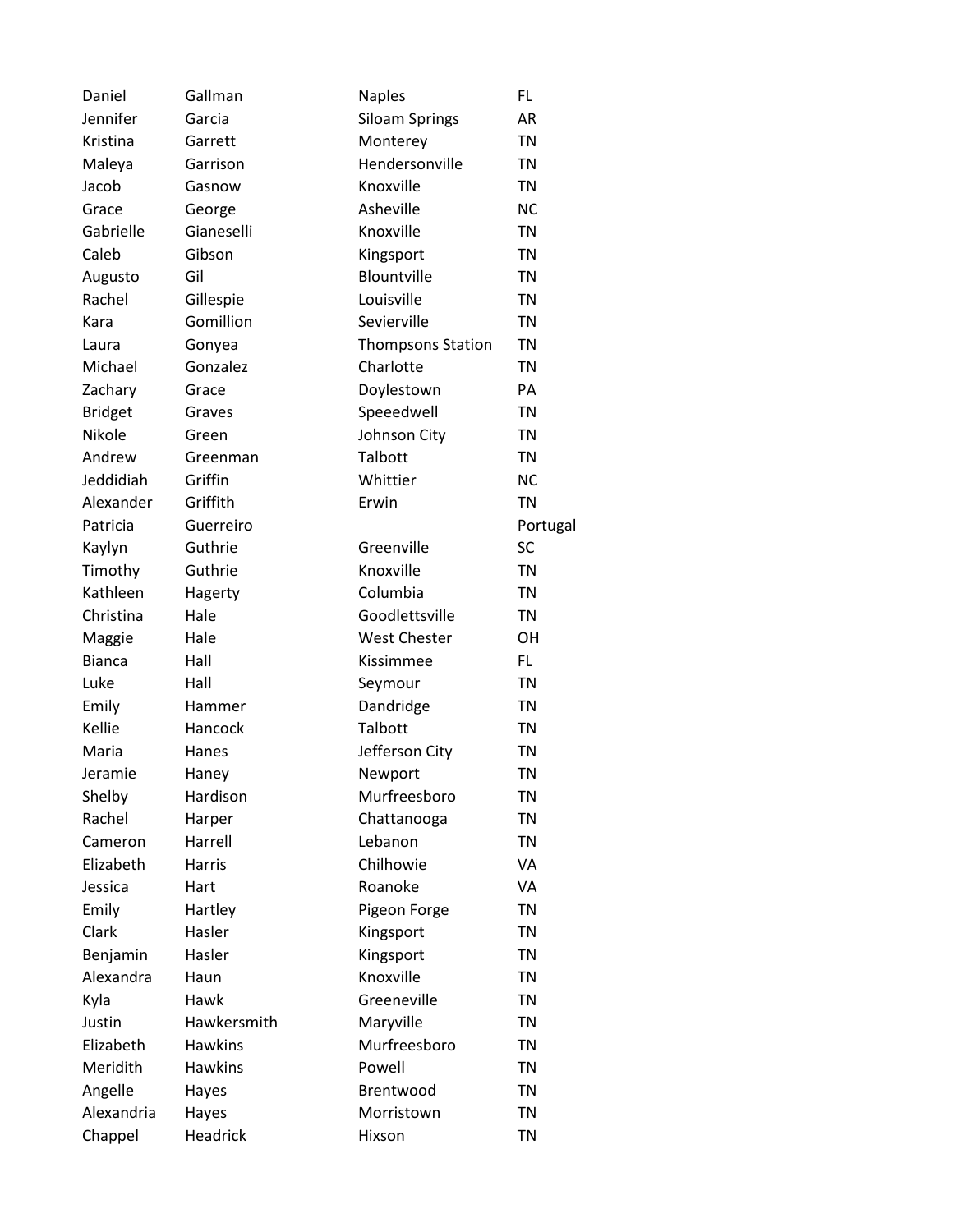| | | | |
|---|---|---|---|
| Daniel | Gallman | Naples | FL |
| Jennifer | Garcia | Siloam Springs | AR |
| Kristina | Garrett | Monterey | TN |
| Maleya | Garrison | Hendersonville | TN |
| Jacob | Gasnow | Knoxville | TN |
| Grace | George | Asheville | NC |
| Gabrielle | Gianeselli | Knoxville | TN |
| Caleb | Gibson | Kingsport | TN |
| Augusto | Gil | Blountville | TN |
| Rachel | Gillespie | Louisville | TN |
| Kara | Gomillion | Sevierville | TN |
| Laura | Gonyea | Thompsons Station | TN |
| Michael | Gonzalez | Charlotte | TN |
| Zachary | Grace | Doylestown | PA |
| Bridget | Graves | Speeedwell | TN |
| Nikole | Green | Johnson City | TN |
| Andrew | Greenman | Talbott | TN |
| Jeddidiah | Griffin | Whittier | NC |
| Alexander | Griffith | Erwin | TN |
| Patricia | Guerreiro | | Portugal |
| Kaylyn | Guthrie | Greenville | SC |
| Timothy | Guthrie | Knoxville | TN |
| Kathleen | Hagerty | Columbia | TN |
| Christina | Hale | Goodlettsville | TN |
| Maggie | Hale | West Chester | OH |
| Bianca | Hall | Kissimmee | FL |
| Luke | Hall | Seymour | TN |
| Emily | Hammer | Dandridge | TN |
| Kellie | Hancock | Talbott | TN |
| Maria | Hanes | Jefferson City | TN |
| Jeramie | Haney | Newport | TN |
| Shelby | Hardison | Murfreesboro | TN |
| Rachel | Harper | Chattanooga | TN |
| Cameron | Harrell | Lebanon | TN |
| Elizabeth | Harris | Chilhowie | VA |
| Jessica | Hart | Roanoke | VA |
| Emily | Hartley | Pigeon Forge | TN |
| Clark | Hasler | Kingsport | TN |
| Benjamin | Hasler | Kingsport | TN |
| Alexandra | Haun | Knoxville | TN |
| Kyla | Hawk | Greeneville | TN |
| Justin | Hawkersmith | Maryville | TN |
| Elizabeth | Hawkins | Murfreesboro | TN |
| Meridith | Hawkins | Powell | TN |
| Angelle | Hayes | Brentwood | TN |
| Alexandria | Hayes | Morristown | TN |
| Chappel | Headrick | Hixson | TN |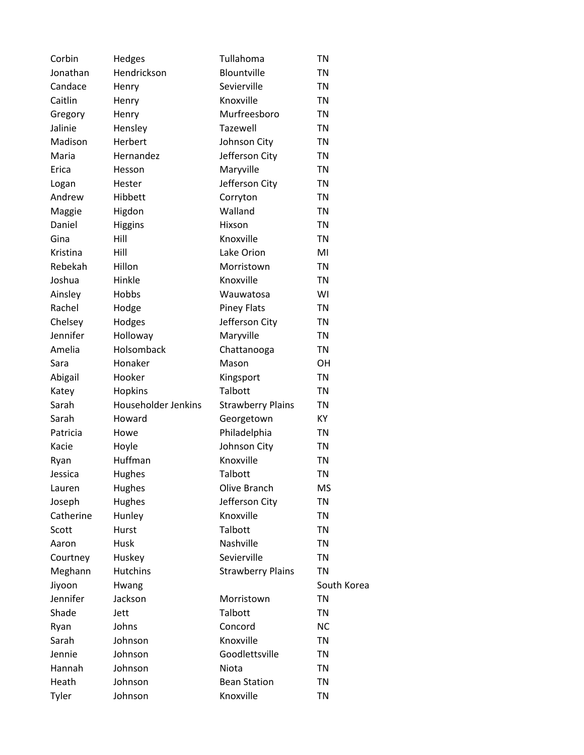| | | | |
|---|---|---|---|
| Corbin | Hedges | Tullahoma | TN |
| Jonathan | Hendrickson | Blountville | TN |
| Candace | Henry | Sevierville | TN |
| Caitlin | Henry | Knoxville | TN |
| Gregory | Henry | Murfreesboro | TN |
| Jalinie | Hensley | Tazewell | TN |
| Madison | Herbert | Johnson City | TN |
| Maria | Hernandez | Jefferson City | TN |
| Erica | Hesson | Maryville | TN |
| Logan | Hester | Jefferson City | TN |
| Andrew | Hibbett | Corryton | TN |
| Maggie | Higdon | Walland | TN |
| Daniel | Higgins | Hixson | TN |
| Gina | Hill | Knoxville | TN |
| Kristina | Hill | Lake Orion | MI |
| Rebekah | Hillon | Morristown | TN |
| Joshua | Hinkle | Knoxville | TN |
| Ainsley | Hobbs | Wauwatosa | WI |
| Rachel | Hodge | Piney Flats | TN |
| Chelsey | Hodges | Jefferson City | TN |
| Jennifer | Holloway | Maryville | TN |
| Amelia | Holsomback | Chattanooga | TN |
| Sara | Honaker | Mason | OH |
| Abigail | Hooker | Kingsport | TN |
| Katey | Hopkins | Talbott | TN |
| Sarah | Householder Jenkins | Strawberry Plains | TN |
| Sarah | Howard | Georgetown | KY |
| Patricia | Howe | Philadelphia | TN |
| Kacie | Hoyle | Johnson City | TN |
| Ryan | Huffman | Knoxville | TN |
| Jessica | Hughes | Talbott | TN |
| Lauren | Hughes | Olive Branch | MS |
| Joseph | Hughes | Jefferson City | TN |
| Catherine | Hunley | Knoxville | TN |
| Scott | Hurst | Talbott | TN |
| Aaron | Husk | Nashville | TN |
| Courtney | Huskey | Sevierville | TN |
| Meghann | Hutchins | Strawberry Plains | TN |
| Jiyoon | Hwang | | South Korea |
| Jennifer | Jackson | Morristown | TN |
| Shade | Jett | Talbott | TN |
| Ryan | Johns | Concord | NC |
| Sarah | Johnson | Knoxville | TN |
| Jennie | Johnson | Goodlettsville | TN |
| Hannah | Johnson | Niota | TN |
| Heath | Johnson | Bean Station | TN |
| Tyler | Johnson | Knoxville | TN |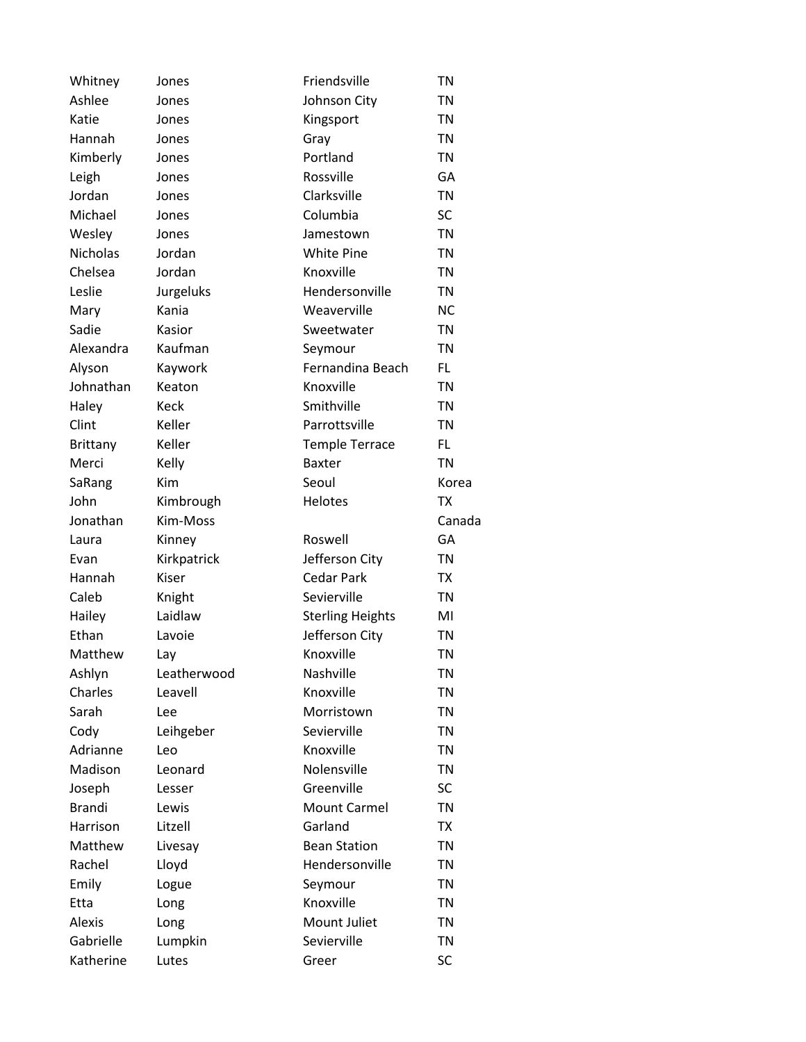| | | | |
|---|---|---|---|
| Whitney | Jones | Friendsville | TN |
| Ashlee | Jones | Johnson City | TN |
| Katie | Jones | Kingsport | TN |
| Hannah | Jones | Gray | TN |
| Kimberly | Jones | Portland | TN |
| Leigh | Jones | Rossville | GA |
| Jordan | Jones | Clarksville | TN |
| Michael | Jones | Columbia | SC |
| Wesley | Jones | Jamestown | TN |
| Nicholas | Jordan | White Pine | TN |
| Chelsea | Jordan | Knoxville | TN |
| Leslie | Jurgeluks | Hendersonville | TN |
| Mary | Kania | Weaverville | NC |
| Sadie | Kasior | Sweetwater | TN |
| Alexandra | Kaufman | Seymour | TN |
| Alyson | Kaywork | Fernandina Beach | FL |
| Johnathan | Keaton | Knoxville | TN |
| Haley | Keck | Smithville | TN |
| Clint | Keller | Parrottsville | TN |
| Brittany | Keller | Temple Terrace | FL |
| Merci | Kelly | Baxter | TN |
| SaRang | Kim | Seoul | Korea |
| John | Kimbrough | Helotes | TX |
| Jonathan | Kim-Moss | | Canada |
| Laura | Kinney | Roswell | GA |
| Evan | Kirkpatrick | Jefferson City | TN |
| Hannah | Kiser | Cedar Park | TX |
| Caleb | Knight | Sevierville | TN |
| Hailey | Laidlaw | Sterling Heights | MI |
| Ethan | Lavoie | Jefferson City | TN |
| Matthew | Lay | Knoxville | TN |
| Ashlyn | Leatherwood | Nashville | TN |
| Charles | Leavell | Knoxville | TN |
| Sarah | Lee | Morristown | TN |
| Cody | Leihgeber | Sevierville | TN |
| Adrianne | Leo | Knoxville | TN |
| Madison | Leonard | Nolensville | TN |
| Joseph | Lesser | Greenville | SC |
| Brandi | Lewis | Mount Carmel | TN |
| Harrison | Litzell | Garland | TX |
| Matthew | Livesay | Bean Station | TN |
| Rachel | Lloyd | Hendersonville | TN |
| Emily | Logue | Seymour | TN |
| Etta | Long | Knoxville | TN |
| Alexis | Long | Mount Juliet | TN |
| Gabrielle | Lumpkin | Sevierville | TN |
| Katherine | Lutes | Greer | SC |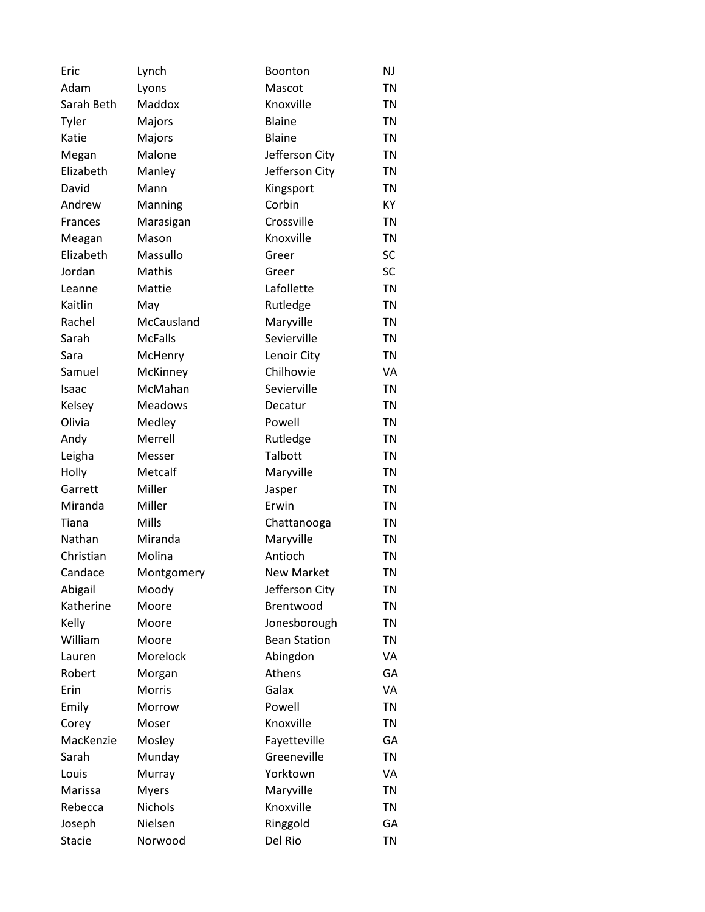| Eric | Lynch | Boonton | NJ |
|---|---|---|---|
| Adam | Lyons | Mascot | TN |
| Sarah Beth | Maddox | Knoxville | TN |
| Tyler | Majors | Blaine | TN |
| Katie | Majors | Blaine | TN |
| Megan | Malone | Jefferson City | TN |
| Elizabeth | Manley | Jefferson City | TN |
| David | Mann | Kingsport | TN |
| Andrew | Manning | Corbin | KY |
| Frances | Marasigan | Crossville | TN |
| Meagan | Mason | Knoxville | TN |
| Elizabeth | Massullo | Greer | SC |
| Jordan | Mathis | Greer | SC |
| Leanne | Mattie | Lafollette | TN |
| Kaitlin | May | Rutledge | TN |
| Rachel | McCausland | Maryville | TN |
| Sarah | McFalls | Sevierville | TN |
| Sara | McHenry | Lenoir City | TN |
| Samuel | McKinney | Chilhowie | VA |
| Isaac | McMahan | Sevierville | TN |
| Kelsey | Meadows | Decatur | TN |
| Olivia | Medley | Powell | TN |
| Andy | Merrell | Rutledge | TN |
| Leigha | Messer | Talbott | TN |
| Holly | Metcalf | Maryville | TN |
| Garrett | Miller | Jasper | TN |
| Miranda | Miller | Erwin | TN |
| Tiana | Mills | Chattanooga | TN |
| Nathan | Miranda | Maryville | TN |
| Christian | Molina | Antioch | TN |
| Candace | Montgomery | New Market | TN |
| Abigail | Moody | Jefferson City | TN |
| Katherine | Moore | Brentwood | TN |
| Kelly | Moore | Jonesborough | TN |
| William | Moore | Bean Station | TN |
| Lauren | Morelock | Abingdon | VA |
| Robert | Morgan | Athens | GA |
| Erin | Morris | Galax | VA |
| Emily | Morrow | Powell | TN |
| Corey | Moser | Knoxville | TN |
| MacKenzie | Mosley | Fayetteville | GA |
| Sarah | Munday | Greeneville | TN |
| Louis | Murray | Yorktown | VA |
| Marissa | Myers | Maryville | TN |
| Rebecca | Nichols | Knoxville | TN |
| Joseph | Nielsen | Ringgold | GA |
| Stacie | Norwood | Del Rio | TN |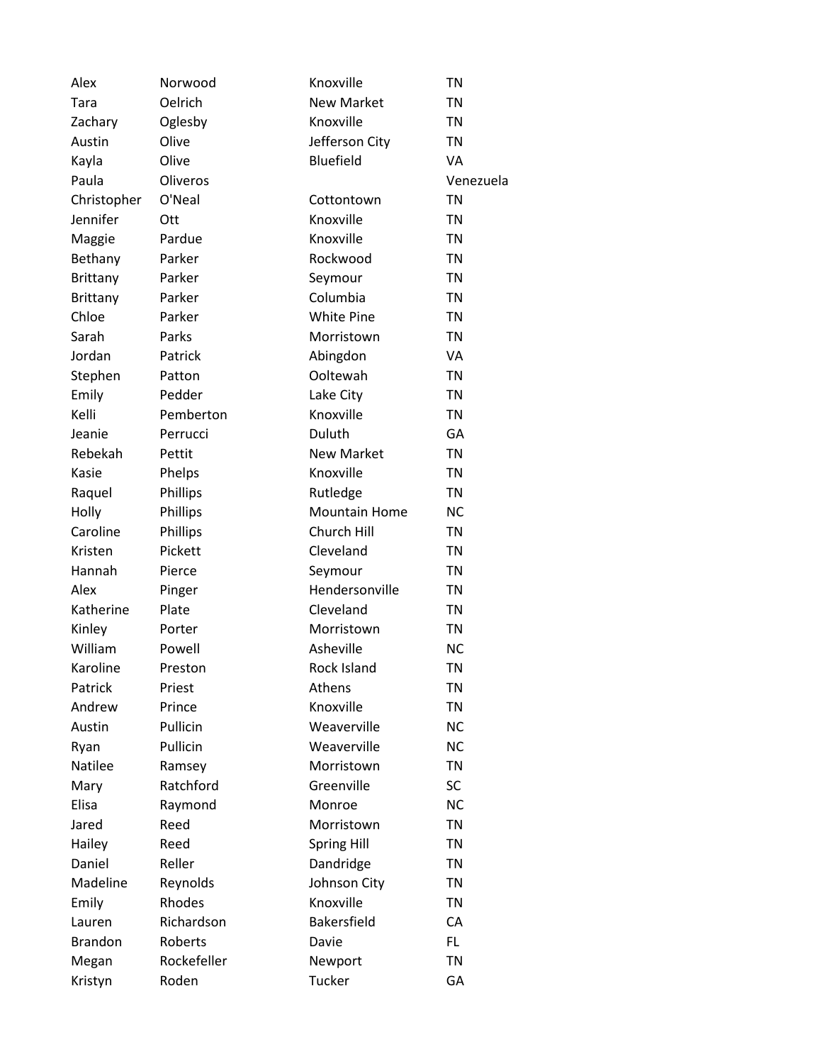| | | | |
|---|---|---|---|
| Alex | Norwood | Knoxville | TN |
| Tara | Oelrich | New Market | TN |
| Zachary | Oglesby | Knoxville | TN |
| Austin | Olive | Jefferson City | TN |
| Kayla | Olive | Bluefield | VA |
| Paula | Oliveros | | Venezuela |
| Christopher | O'Neal | Cottontown | TN |
| Jennifer | Ott | Knoxville | TN |
| Maggie | Pardue | Knoxville | TN |
| Bethany | Parker | Rockwood | TN |
| Brittany | Parker | Seymour | TN |
| Brittany | Parker | Columbia | TN |
| Chloe | Parker | White Pine | TN |
| Sarah | Parks | Morristown | TN |
| Jordan | Patrick | Abingdon | VA |
| Stephen | Patton | Ooltewah | TN |
| Emily | Pedder | Lake City | TN |
| Kelli | Pemberton | Knoxville | TN |
| Jeanie | Perrucci | Duluth | GA |
| Rebekah | Pettit | New Market | TN |
| Kasie | Phelps | Knoxville | TN |
| Raquel | Phillips | Rutledge | TN |
| Holly | Phillips | Mountain Home | NC |
| Caroline | Phillips | Church Hill | TN |
| Kristen | Pickett | Cleveland | TN |
| Hannah | Pierce | Seymour | TN |
| Alex | Pinger | Hendersonville | TN |
| Katherine | Plate | Cleveland | TN |
| Kinley | Porter | Morristown | TN |
| William | Powell | Asheville | NC |
| Karoline | Preston | Rock Island | TN |
| Patrick | Priest | Athens | TN |
| Andrew | Prince | Knoxville | TN |
| Austin | Pullicin | Weaverville | NC |
| Ryan | Pullicin | Weaverville | NC |
| Natilee | Ramsey | Morristown | TN |
| Mary | Ratchford | Greenville | SC |
| Elisa | Raymond | Monroe | NC |
| Jared | Reed | Morristown | TN |
| Hailey | Reed | Spring Hill | TN |
| Daniel | Reller | Dandridge | TN |
| Madeline | Reynolds | Johnson City | TN |
| Emily | Rhodes | Knoxville | TN |
| Lauren | Richardson | Bakersfield | CA |
| Brandon | Roberts | Davie | FL |
| Megan | Rockefeller | Newport | TN |
| Kristyn | Roden | Tucker | GA |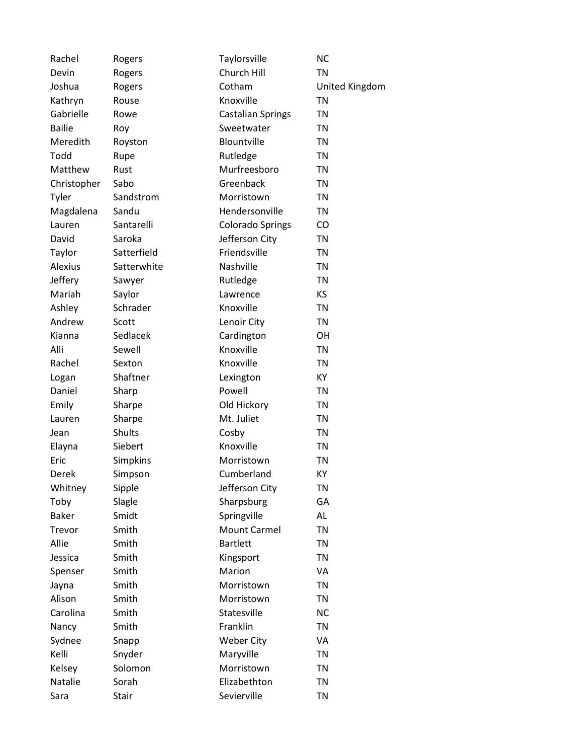| | | | |
|---|---|---|---|
| Rachel | Rogers | Taylorsville | NC |
| Devin | Rogers | Church Hill | TN |
| Joshua | Rogers | Cotham | United Kingdom |
| Kathryn | Rouse | Knoxville | TN |
| Gabrielle | Rowe | Castalian Springs | TN |
| Bailie | Roy | Sweetwater | TN |
| Meredith | Royston | Blountville | TN |
| Todd | Rupe | Rutledge | TN |
| Matthew | Rust | Murfreesboro | TN |
| Christopher | Sabo | Greenback | TN |
| Tyler | Sandstrom | Morristown | TN |
| Magdalena | Sandu | Hendersonville | TN |
| Lauren | Santarelli | Colorado Springs | CO |
| David | Saroka | Jefferson City | TN |
| Taylor | Satterfield | Friendsville | TN |
| Alexius | Satterwhite | Nashville | TN |
| Jeffery | Sawyer | Rutledge | TN |
| Mariah | Saylor | Lawrence | KS |
| Ashley | Schrader | Knoxville | TN |
| Andrew | Scott | Lenoir City | TN |
| Kianna | Sedlacek | Cardington | OH |
| Alli | Sewell | Knoxville | TN |
| Rachel | Sexton | Knoxville | TN |
| Logan | Shaftner | Lexington | KY |
| Daniel | Sharp | Powell | TN |
| Emily | Sharpe | Old Hickory | TN |
| Lauren | Sharpe | Mt. Juliet | TN |
| Jean | Shults | Cosby | TN |
| Elayna | Siebert | Knoxville | TN |
| Eric | Simpkins | Morristown | TN |
| Derek | Simpson | Cumberland | KY |
| Whitney | Sipple | Jefferson City | TN |
| Toby | Slagle | Sharpsburg | GA |
| Baker | Smidt | Springville | AL |
| Trevor | Smith | Mount Carmel | TN |
| Allie | Smith | Bartlett | TN |
| Jessica | Smith | Kingsport | TN |
| Spenser | Smith | Marion | VA |
| Jayna | Smith | Morristown | TN |
| Alison | Smith | Morristown | TN |
| Carolina | Smith | Statesville | NC |
| Nancy | Smith | Franklin | TN |
| Sydnee | Snapp | Weber City | VA |
| Kelli | Snyder | Maryville | TN |
| Kelsey | Solomon | Morristown | TN |
| Natalie | Sorah | Elizabethton | TN |
| Sara | Stair | Sevierville | TN |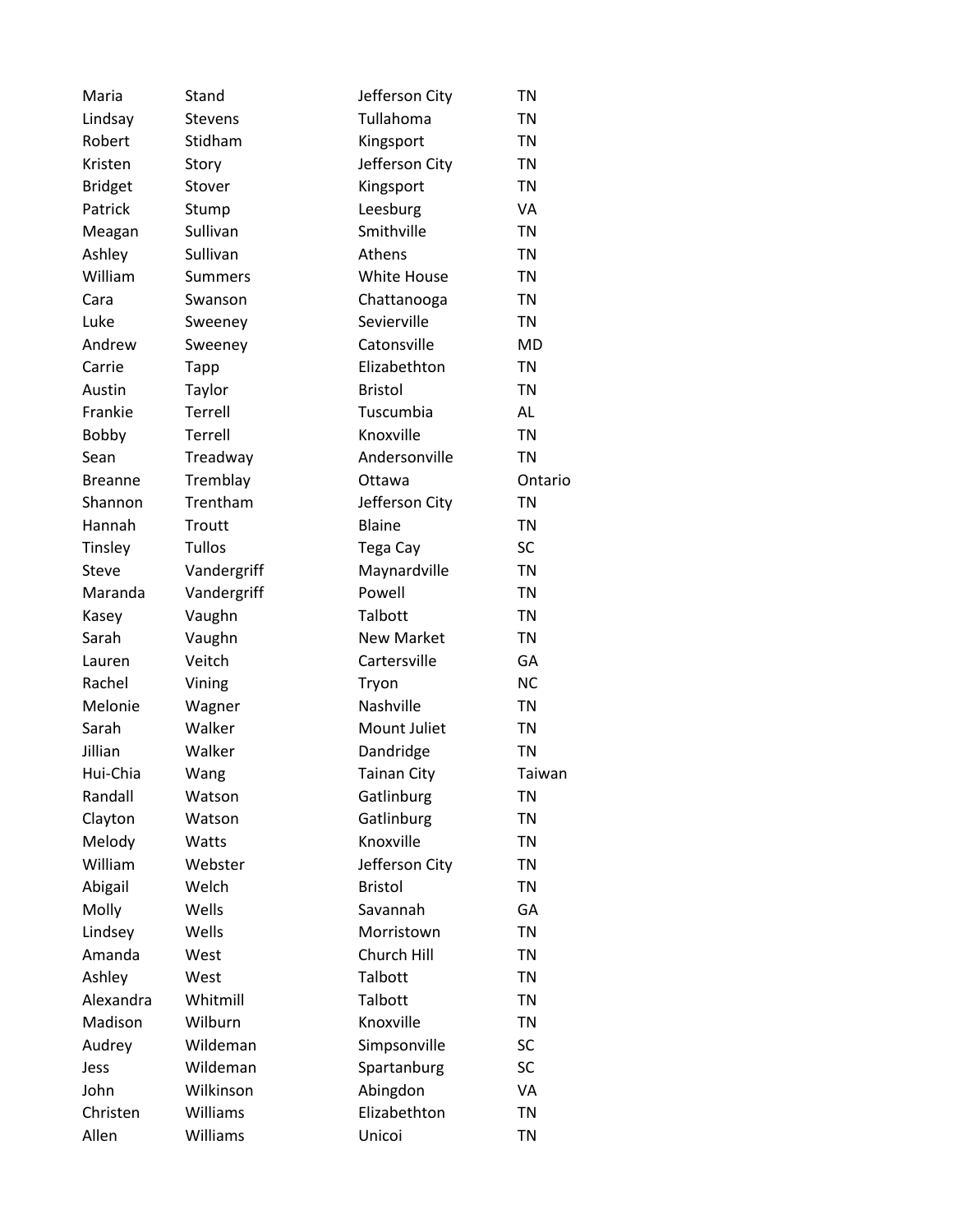| | | | |
|---|---|---|---|
| Maria | Stand | Jefferson City | TN |
| Lindsay | Stevens | Tullahoma | TN |
| Robert | Stidham | Kingsport | TN |
| Kristen | Story | Jefferson City | TN |
| Bridget | Stover | Kingsport | TN |
| Patrick | Stump | Leesburg | VA |
| Meagan | Sullivan | Smithville | TN |
| Ashley | Sullivan | Athens | TN |
| William | Summers | White House | TN |
| Cara | Swanson | Chattanooga | TN |
| Luke | Sweeney | Sevierville | TN |
| Andrew | Sweeney | Catonsville | MD |
| Carrie | Tapp | Elizabethton | TN |
| Austin | Taylor | Bristol | TN |
| Frankie | Terrell | Tuscumbia | AL |
| Bobby | Terrell | Knoxville | TN |
| Sean | Treadway | Andersonville | TN |
| Breanne | Tremblay | Ottawa | Ontario |
| Shannon | Trentham | Jefferson City | TN |
| Hannah | Troutt | Blaine | TN |
| Tinsley | Tullos | Tega Cay | SC |
| Steve | Vandergriff | Maynardville | TN |
| Maranda | Vandergriff | Powell | TN |
| Kasey | Vaughn | Talbott | TN |
| Sarah | Vaughn | New Market | TN |
| Lauren | Veitch | Cartersville | GA |
| Rachel | Vining | Tryon | NC |
| Melonie | Wagner | Nashville | TN |
| Sarah | Walker | Mount Juliet | TN |
| Jillian | Walker | Dandridge | TN |
| Hui-Chia | Wang | Tainan City | Taiwan |
| Randall | Watson | Gatlinburg | TN |
| Clayton | Watson | Gatlinburg | TN |
| Melody | Watts | Knoxville | TN |
| William | Webster | Jefferson City | TN |
| Abigail | Welch | Bristol | TN |
| Molly | Wells | Savannah | GA |
| Lindsey | Wells | Morristown | TN |
| Amanda | West | Church Hill | TN |
| Ashley | West | Talbott | TN |
| Alexandra | Whitmill | Talbott | TN |
| Madison | Wilburn | Knoxville | TN |
| Audrey | Wildeman | Simpsonville | SC |
| Jess | Wildeman | Spartanburg | SC |
| John | Wilkinson | Abingdon | VA |
| Christen | Williams | Elizabethton | TN |
| Allen | Williams | Unicoi | TN |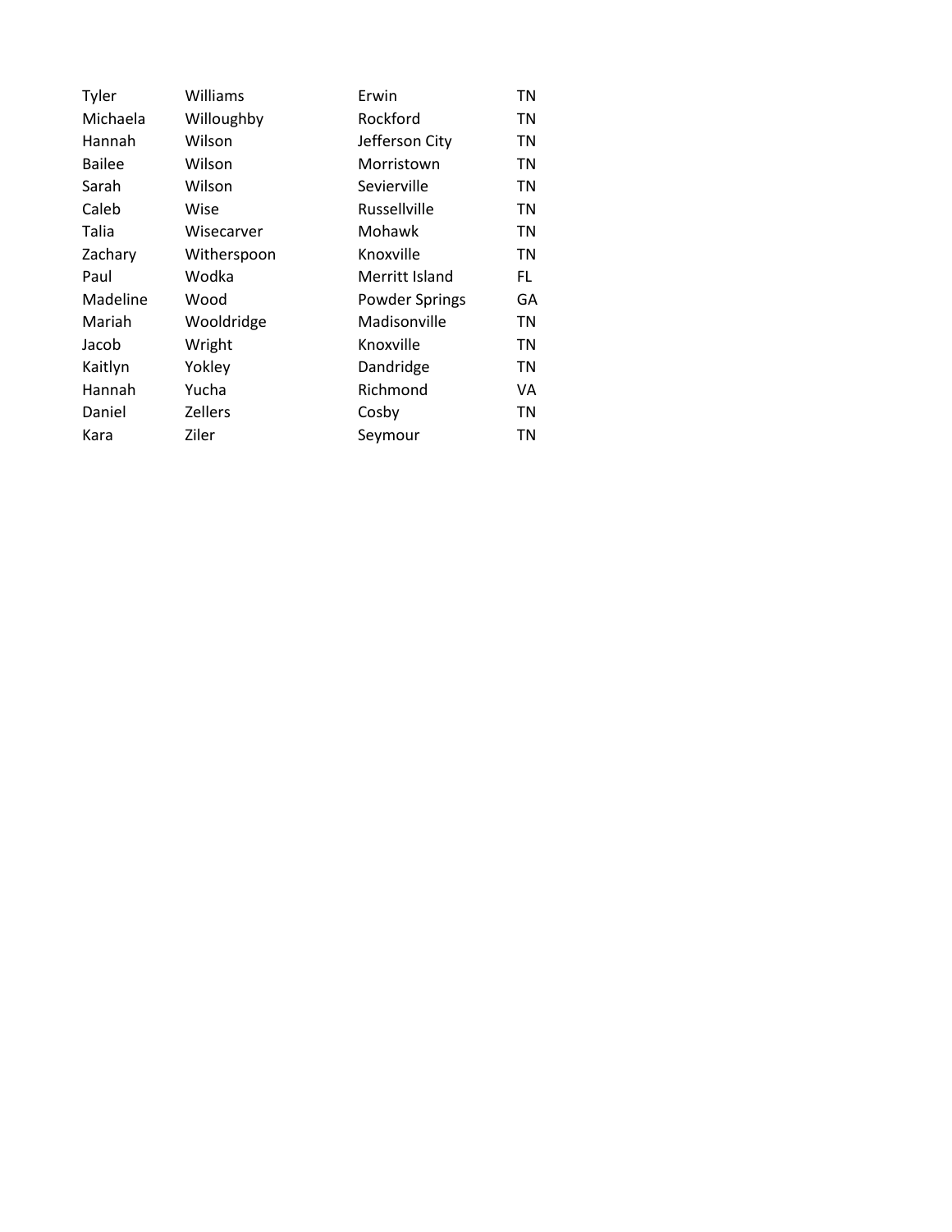| | | | |
|---|---|---|---|
| Tyler | Williams | Erwin | TN |
| Michaela | Willoughby | Rockford | TN |
| Hannah | Wilson | Jefferson City | TN |
| Bailee | Wilson | Morristown | TN |
| Sarah | Wilson | Sevierville | TN |
| Caleb | Wise | Russellville | TN |
| Talia | Wisecarver | Mohawk | TN |
| Zachary | Witherspoon | Knoxville | TN |
| Paul | Wodka | Merritt Island | FL |
| Madeline | Wood | Powder Springs | GA |
| Mariah | Wooldridge | Madisonville | TN |
| Jacob | Wright | Knoxville | TN |
| Kaitlyn | Yokley | Dandridge | TN |
| Hannah | Yucha | Richmond | VA |
| Daniel | Zellers | Cosby | TN |
| Kara | Ziler | Seymour | TN |